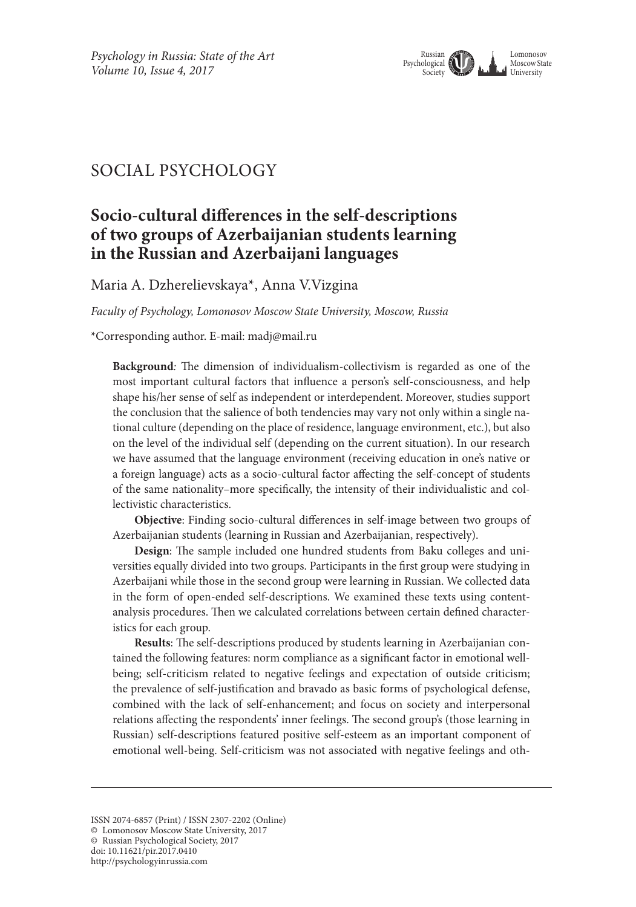## SOCIAL PSYCHOLOGY

# Socio-cultural differences in the self-descriptions of two groups of Azerbaijanian students learning in the Russian and Azerbaijani languages

Maria A. Dzherelievskaya*, Anna V.Vizgina

*Faculty of Psychology, Lomonosov Moscow State University, Moscow, Russia*

*Corresponding author. E-mail: madj@mail.ru

**Background**: The dimension of individualism-collectivism is regarded as one of the most important cultural factors that influence a person's self-consciousness, and help shape his/her sense of self as independent or interdependent. Moreover, studies support the conclusion that the salience of both tendencies may vary not only within a single national culture (depending on the place of residence, language environment, etc.), but also on the level of the individual self (depending on the current situation). In our research we have assumed that the language environment (receiving education in one's native or a foreign language) acts as a socio-cultural factor affecting the self-concept of students of the same nationality–more specifically, the intensity of their individualistic and collectivistic characteristics.

**Objective**: Finding socio-cultural differences in self-image between two groups of Azerbaijanian students (learning in Russian and Azerbaijanian, respectively).

**Design**: The sample included one hundred students from Baku colleges and universities equally divided into two groups. Participants in the first group were studying in Azerbaijani while those in the second group were learning in Russian. We collected data in the form of open-ended self-descriptions. We examined these texts using content-analysis procedures. Then we calculated correlations between certain defined characteristics for each group.

**Results**: The self-descriptions produced by students learning in Azerbaijanian contained the following features: norm compliance as a significant factor in emotional well-being; self-criticism related to negative feelings and expectation of outside criticism; the prevalence of self-justification and bravado as basic forms of psychological defense, combined with the lack of self-enhancement; and focus on society and interpersonal relations affecting the respondents' inner feelings. The second group's (those learning in Russian) self-descriptions featured positive self-esteem as an important component of emotional well-being. Self-criticism was not associated with negative feelings and oth-

ISSN 2074-6857 (Print) / ISSN 2307-2202 (Online)
© Lomonosov Moscow State University, 2017
© Russian Psychological Society, 2017
doi: 10.11621/pir.2017.0410
http://psychologyinrussia.com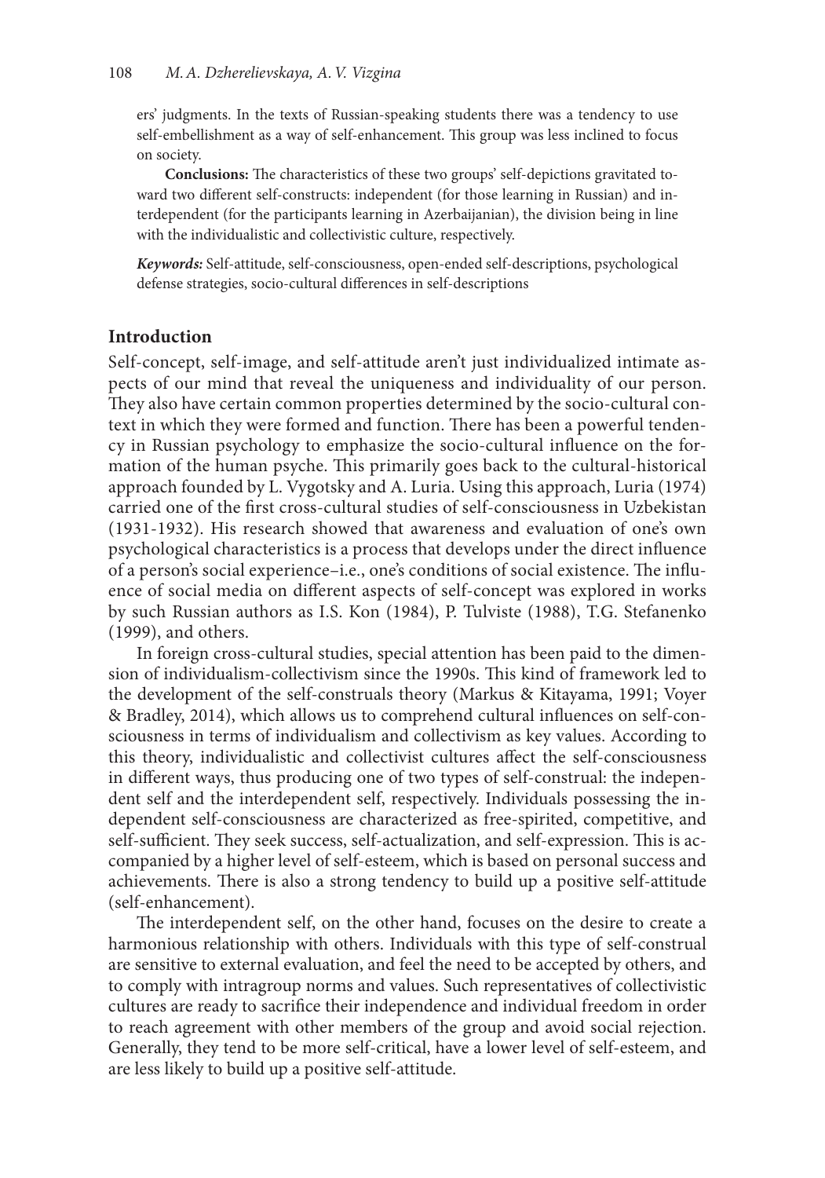ers' judgments. In the texts of Russian-speaking students there was a tendency to use self-embellishment as a way of self-enhancement. This group was less inclined to focus on society.

**Conclusions:** The characteristics of these two groups' self-depictions gravitated toward two different self-constructs: independent (for those learning in Russian) and interdependent (for the participants learning in Azerbaijanian), the division being in line with the individualistic and collectivistic culture, respectively.

***Keywords:*** Self-attitude, self-consciousness, open-ended self-descriptions, psychological defense strategies, socio-cultural differences in self-descriptions

## Introduction

Self-concept, self-image, and self-attitude aren't just individualized intimate aspects of our mind that reveal the uniqueness and individuality of our person. They also have certain common properties determined by the socio-cultural context in which they were formed and function. There has been a powerful tendency in Russian psychology to emphasize the socio-cultural influence on the formation of the human psyche. This primarily goes back to the cultural-historical approach founded by L. Vygotsky and A. Luria. Using this approach, Luria (1974) carried one of the first cross-cultural studies of self-consciousness in Uzbekistan (1931-1932). His research showed that awareness and evaluation of one's own psychological characteristics is a process that develops under the direct influence of a person's social experience–i.e., one's conditions of social existence. The influence of social media on different aspects of self-concept was explored in works by such Russian authors as I.S. Kon (1984), P. Tulviste (1988), T.G. Stefanenko (1999), and others.

In foreign cross-cultural studies, special attention has been paid to the dimension of individualism-collectivism since the 1990s. This kind of framework led to the development of the self-construals theory (Markus & Kitayama, 1991; Voyer & Bradley, 2014), which allows us to comprehend cultural influences on self-consciousness in terms of individualism and collectivism as key values. According to this theory, individualistic and collectivist cultures affect the self-consciousness in different ways, thus producing one of two types of self-construal: the independent self and the interdependent self, respectively. Individuals possessing the independent self-consciousness are characterized as free-spirited, competitive, and self-sufficient. They seek success, self-actualization, and self-expression. This is accompanied by a higher level of self-esteem, which is based on personal success and achievements. There is also a strong tendency to build up a positive self-attitude (self-enhancement).

The interdependent self, on the other hand, focuses on the desire to create a harmonious relationship with others. Individuals with this type of self-construal are sensitive to external evaluation, and feel the need to be accepted by others, and to comply with intragroup norms and values. Such representatives of collectivistic cultures are ready to sacrifice their independence and individual freedom in order to reach agreement with other members of the group and avoid social rejection. Generally, they tend to be more self-critical, have a lower level of self-esteem, and are less likely to build up a positive self-attitude.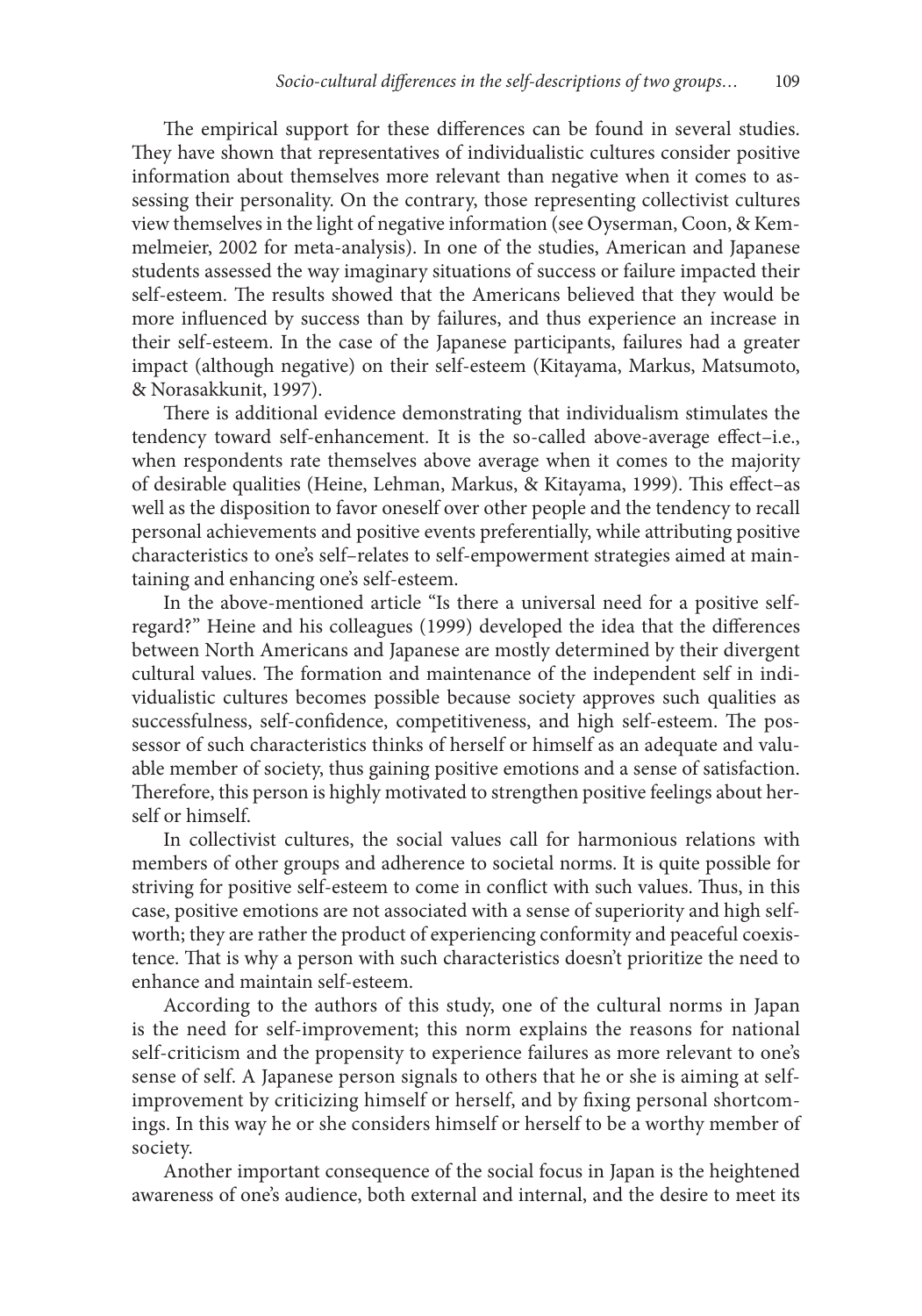The empirical support for these differences can be found in several studies. They have shown that representatives of individualistic cultures consider positive information about themselves more relevant than negative when it comes to assessing their personality. On the contrary, those representing collectivist cultures view themselves in the light of negative information (see Oyserman, Coon, & Kemmelmeier, 2002 for meta-analysis). In one of the studies, American and Japanese students assessed the way imaginary situations of success or failure impacted their self-esteem. The results showed that the Americans believed that they would be more influenced by success than by failures, and thus experience an increase in their self-esteem. In the case of the Japanese participants, failures had a greater impact (although negative) on their self-esteem (Kitayama, Markus, Matsumoto, & Norasakkunit, 1997).

There is additional evidence demonstrating that individualism stimulates the tendency toward self-enhancement. It is the so-called above-average effect–i.e., when respondents rate themselves above average when it comes to the majority of desirable qualities (Heine, Lehman, Markus, & Kitayama, 1999). This effect–as well as the disposition to favor oneself over other people and the tendency to recall personal achievements and positive events preferentially, while attributing positive characteristics to one's self–relates to self-empowerment strategies aimed at maintaining and enhancing one's self-esteem.

In the above-mentioned article "Is there a universal need for a positive self-regard?" Heine and his colleagues (1999) developed the idea that the differences between North Americans and Japanese are mostly determined by their divergent cultural values. The formation and maintenance of the independent self in individualistic cultures becomes possible because society approves such qualities as successfulness, self-confidence, competitiveness, and high self-esteem. The possessor of such characteristics thinks of herself or himself as an adequate and valuable member of society, thus gaining positive emotions and a sense of satisfaction. Therefore, this person is highly motivated to strengthen positive feelings about herself or himself.

In collectivist cultures, the social values call for harmonious relations with members of other groups and adherence to societal norms. It is quite possible for striving for positive self-esteem to come in conflict with such values. Thus, in this case, positive emotions are not associated with a sense of superiority and high self-worth; they are rather the product of experiencing conformity and peaceful coexistence. That is why a person with such characteristics doesn't prioritize the need to enhance and maintain self-esteem.

According to the authors of this study, one of the cultural norms in Japan is the need for self-improvement; this norm explains the reasons for national self-criticism and the propensity to experience failures as more relevant to one's sense of self. A Japanese person signals to others that he or she is aiming at self-improvement by criticizing himself or herself, and by fixing personal shortcomings. In this way he or she considers himself or herself to be a worthy member of society.

Another important consequence of the social focus in Japan is the heightened awareness of one's audience, both external and internal, and the desire to meet its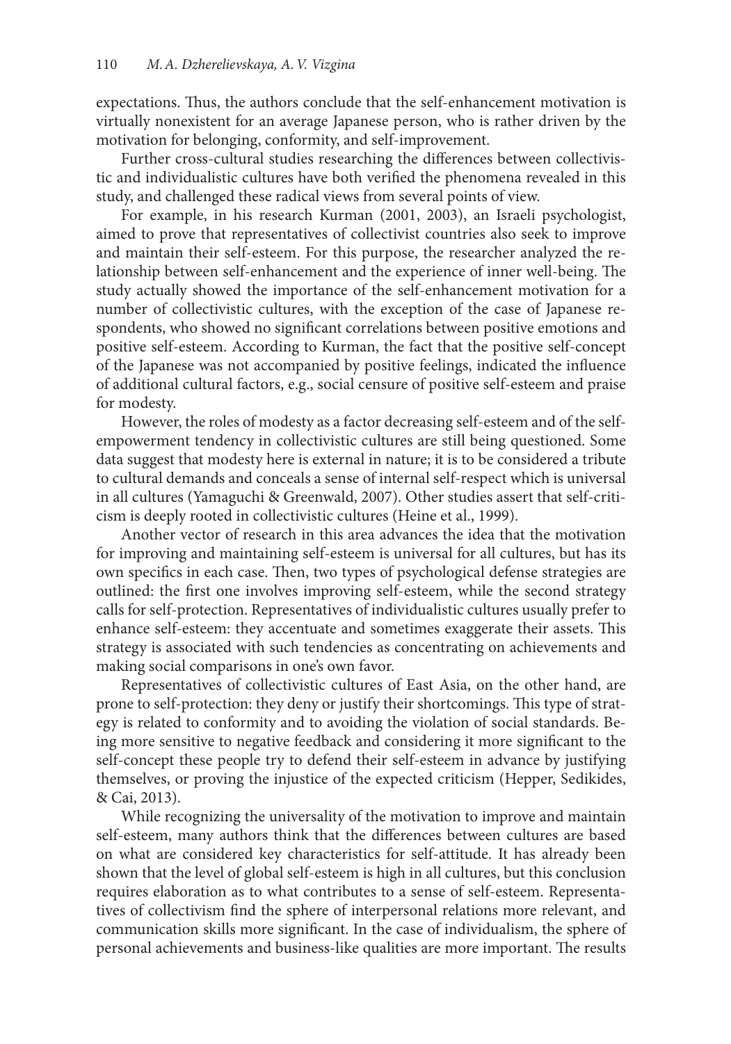expectations. Thus, the authors conclude that the self-enhancement motivation is virtually nonexistent for an average Japanese person, who is rather driven by the motivation for belonging, conformity, and self-improvement.

Further cross-cultural studies researching the differences between collectivistic and individualistic cultures have both verified the phenomena revealed in this study, and challenged these radical views from several points of view.

For example, in his research Kurman (2001, 2003), an Israeli psychologist, aimed to prove that representatives of collectivist countries also seek to improve and maintain their self-esteem. For this purpose, the researcher analyzed the relationship between self-enhancement and the experience of inner well-being. The study actually showed the importance of the self-enhancement motivation for a number of collectivistic cultures, with the exception of the case of Japanese respondents, who showed no significant correlations between positive emotions and positive self-esteem. According to Kurman, the fact that the positive self-concept of the Japanese was not accompanied by positive feelings, indicated the influence of additional cultural factors, e.g., social censure of positive self-esteem and praise for modesty.

However, the roles of modesty as a factor decreasing self-esteem and of the self-empowerment tendency in collectivistic cultures are still being questioned. Some data suggest that modesty here is external in nature; it is to be considered a tribute to cultural demands and conceals a sense of internal self-respect which is universal in all cultures (Yamaguchi & Greenwald, 2007). Other studies assert that self-criticism is deeply rooted in collectivistic cultures (Heine et al., 1999).

Another vector of research in this area advances the idea that the motivation for improving and maintaining self-esteem is universal for all cultures, but has its own specifics in each case. Then, two types of psychological defense strategies are outlined: the first one involves improving self-esteem, while the second strategy calls for self-protection. Representatives of individualistic cultures usually prefer to enhance self-esteem: they accentuate and sometimes exaggerate their assets. This strategy is associated with such tendencies as concentrating on achievements and making social comparisons in one's own favor.

Representatives of collectivistic cultures of East Asia, on the other hand, are prone to self-protection: they deny or justify their shortcomings. This type of strategy is related to conformity and to avoiding the violation of social standards. Being more sensitive to negative feedback and considering it more significant to the self-concept these people try to defend their self-esteem in advance by justifying themselves, or proving the injustice of the expected criticism (Hepper, Sedikides, & Cai, 2013).

While recognizing the universality of the motivation to improve and maintain self-esteem, many authors think that the differences between cultures are based on what are considered key characteristics for self-attitude. It has already been shown that the level of global self-esteem is high in all cultures, but this conclusion requires elaboration as to what contributes to a sense of self-esteem. Representatives of collectivism find the sphere of interpersonal relations more relevant, and communication skills more significant. In the case of individualism, the sphere of personal achievements and business-like qualities are more important. The results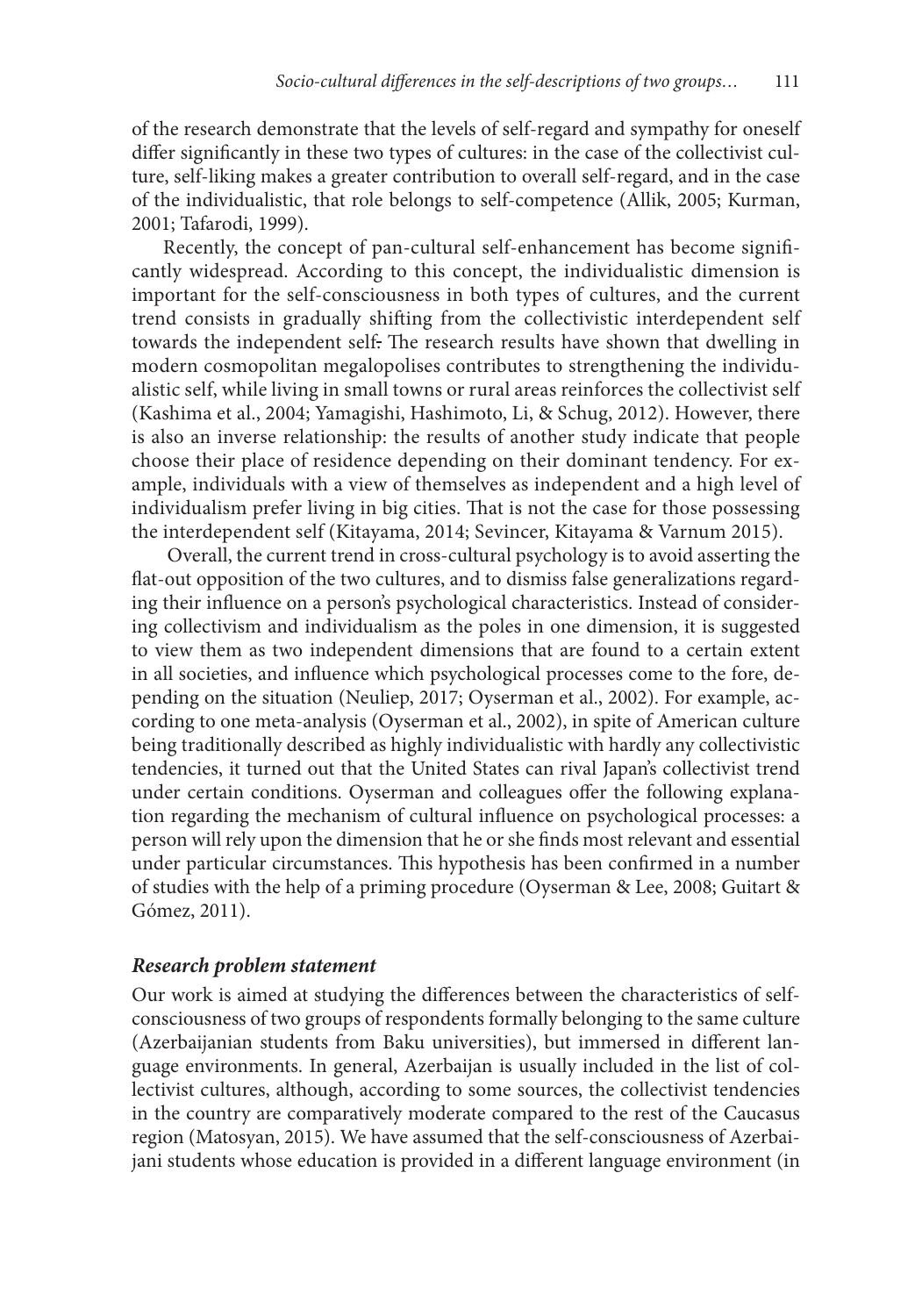of the research demonstrate that the levels of self-regard and sympathy for oneself differ significantly in these two types of cultures: in the case of the collectivist culture, self-liking makes a greater contribution to overall self-regard, and in the case of the individualistic, that role belongs to self-competence (Allik, 2005; Kurman, 2001; Tafarodi, 1999).

Recently, the concept of pan-cultural self-enhancement has become significantly widespread. According to this concept, the individualistic dimension is important for the self-consciousness in both types of cultures, and the current trend consists in gradually shifting from the collectivistic interdependent self towards the independent self. The research results have shown that dwelling in modern cosmopolitan megalopolises contributes to strengthening the individualistic self, while living in small towns or rural areas reinforces the collectivist self (Kashima et al., 2004; Yamagishi, Hashimoto, Li, & Schug, 2012). However, there is also an inverse relationship: the results of another study indicate that people choose their place of residence depending on their dominant tendency. For example, individuals with a view of themselves as independent and a high level of individualism prefer living in big cities. That is not the case for those possessing the interdependent self (Kitayama, 2014; Sevincer, Kitayama & Varnum 2015).

Overall, the current trend in cross-cultural psychology is to avoid asserting the flat-out opposition of the two cultures, and to dismiss false generalizations regarding their influence on a person's psychological characteristics. Instead of considering collectivism and individualism as the poles in one dimension, it is suggested to view them as two independent dimensions that are found to a certain extent in all societies, and influence which psychological processes come to the fore, depending on the situation (Neuliep, 2017; Oyserman et al., 2002). For example, according to one meta-analysis (Oyserman et al., 2002), in spite of American culture being traditionally described as highly individualistic with hardly any collectivistic tendencies, it turned out that the United States can rival Japan's collectivist trend under certain conditions. Oyserman and colleagues offer the following explanation regarding the mechanism of cultural influence on psychological processes: a person will rely upon the dimension that he or she finds most relevant and essential under particular circumstances. This hypothesis has been confirmed in a number of studies with the help of a priming procedure (Oyserman & Lee, 2008; Guitart & Gómez, 2011).

### *Research problem statement*

Our work is aimed at studying the differences between the characteristics of self-consciousness of two groups of respondents formally belonging to the same culture (Azerbaijanian students from Baku universities), but immersed in different language environments. In general, Azerbaijan is usually included in the list of collectivist cultures, although, according to some sources, the collectivist tendencies in the country are comparatively moderate compared to the rest of the Caucasus region (Matosyan, 2015). We have assumed that the self-consciousness of Azerbaijani students whose education is provided in a different language environment (in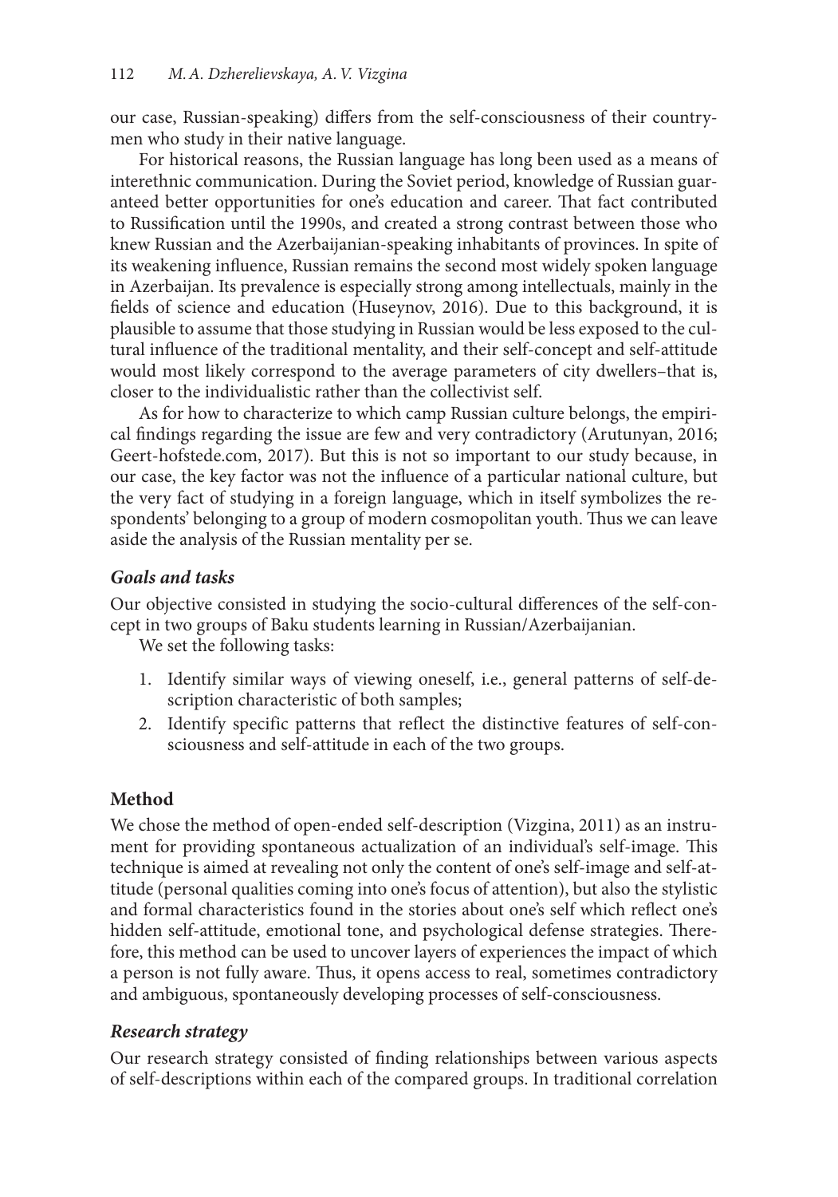our case, Russian-speaking) differs from the self-consciousness of their countrymen who study in their native language.

For historical reasons, the Russian language has long been used as a means of interethnic communication. During the Soviet period, knowledge of Russian guaranteed better opportunities for one's education and career. That fact contributed to Russification until the 1990s, and created a strong contrast between those who knew Russian and the Azerbaijanian-speaking inhabitants of provinces. In spite of its weakening influence, Russian remains the second most widely spoken language in Azerbaijan. Its prevalence is especially strong among intellectuals, mainly in the fields of science and education (Huseynov, 2016). Due to this background, it is plausible to assume that those studying in Russian would be less exposed to the cultural influence of the traditional mentality, and their self-concept and self-attitude would most likely correspond to the average parameters of city dwellers–that is, closer to the individualistic rather than the collectivist self.

As for how to characterize to which camp Russian culture belongs, the empirical findings regarding the issue are few and very contradictory (Arutunyan, 2016; Geert-hofstede.com, 2017). But this is not so important to our study because, in our case, the key factor was not the influence of a particular national culture, but the very fact of studying in a foreign language, which in itself symbolizes the respondents' belonging to a group of modern cosmopolitan youth. Thus we can leave aside the analysis of the Russian mentality per se.

### *Goals and tasks*

Our objective consisted in studying the socio-cultural differences of the self-concept in two groups of Baku students learning in Russian/Azerbaijanian.

We set the following tasks:

1. Identify similar ways of viewing oneself, i.e., general patterns of self-description characteristic of both samples;
2. Identify specific patterns that reflect the distinctive features of self-consciousness and self-attitude in each of the two groups.

## Method

We chose the method of open-ended self-description (Vizgina, 2011) as an instrument for providing spontaneous actualization of an individual's self-image. This technique is aimed at revealing not only the content of one's self-image and self-attitude (personal qualities coming into one's focus of attention), but also the stylistic and formal characteristics found in the stories about one's self which reflect one's hidden self-attitude, emotional tone, and psychological defense strategies. Therefore, this method can be used to uncover layers of experiences the impact of which a person is not fully aware. Thus, it opens access to real, sometimes contradictory and ambiguous, spontaneously developing processes of self-consciousness.

### *Research strategy*

Our research strategy consisted of finding relationships between various aspects of self-descriptions within each of the compared groups. In traditional correlation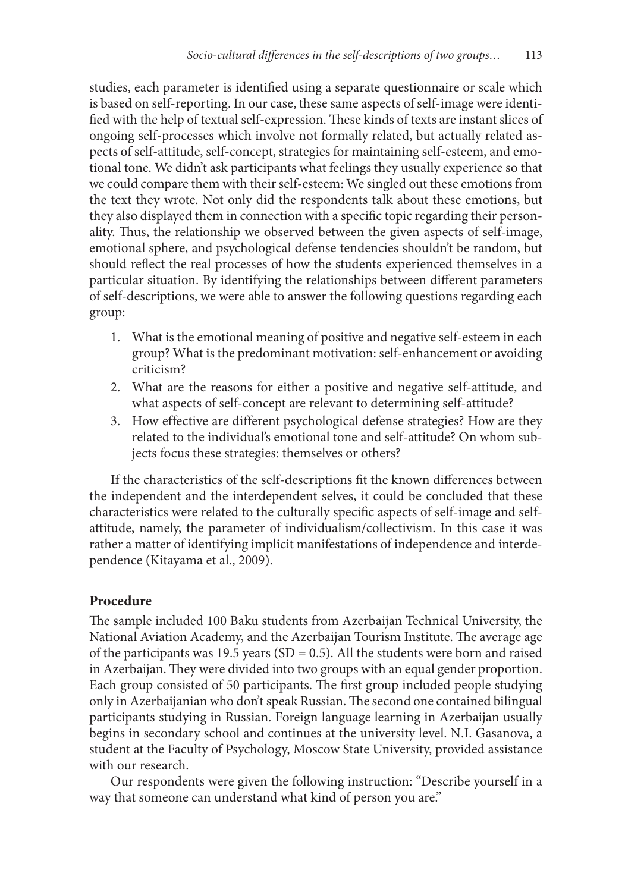studies, each parameter is identified using a separate questionnaire or scale which is based on self-reporting. In our case, these same aspects of self-image were identified with the help of textual self-expression. These kinds of texts are instant slices of ongoing self-processes which involve not formally related, but actually related aspects of self-attitude, self-concept, strategies for maintaining self-esteem, and emotional tone. We didn't ask participants what feelings they usually experience so that we could compare them with their self-esteem: We singled out these emotions from the text they wrote. Not only did the respondents talk about these emotions, but they also displayed them in connection with a specific topic regarding their personality. Thus, the relationship we observed between the given aspects of self-image, emotional sphere, and psychological defense tendencies shouldn't be random, but should reflect the real processes of how the students experienced themselves in a particular situation. By identifying the relationships between different parameters of self-descriptions, we were able to answer the following questions regarding each group:

1. What is the emotional meaning of positive and negative self-esteem in each group? What is the predominant motivation: self-enhancement or avoiding criticism?
2. What are the reasons for either a positive and negative self-attitude, and what aspects of self-concept are relevant to determining self-attitude?
3. How effective are different psychological defense strategies? How are they related to the individual's emotional tone and self-attitude? On whom subjects focus these strategies: themselves or others?

If the characteristics of the self-descriptions fit the known differences between the independent and the interdependent selves, it could be concluded that these characteristics were related to the culturally specific aspects of self-image and self-attitude, namely, the parameter of individualism/collectivism. In this case it was rather a matter of identifying implicit manifestations of independence and interdependence (Kitayama et al., 2009).

## Procedure

The sample included 100 Baku students from Azerbaijan Technical University, the National Aviation Academy, and the Azerbaijan Tourism Institute. The average age of the participants was 19.5 years (SD = 0.5). All the students were born and raised in Azerbaijan. They were divided into two groups with an equal gender proportion. Each group consisted of 50 participants. The first group included people studying only in Azerbaijanian who don't speak Russian. The second one contained bilingual participants studying in Russian. Foreign language learning in Azerbaijan usually begins in secondary school and continues at the university level. N.I. Gasanova, a student at the Faculty of Psychology, Moscow State University, provided assistance with our research.

Our respondents were given the following instruction: "Describe yourself in a way that someone can understand what kind of person you are."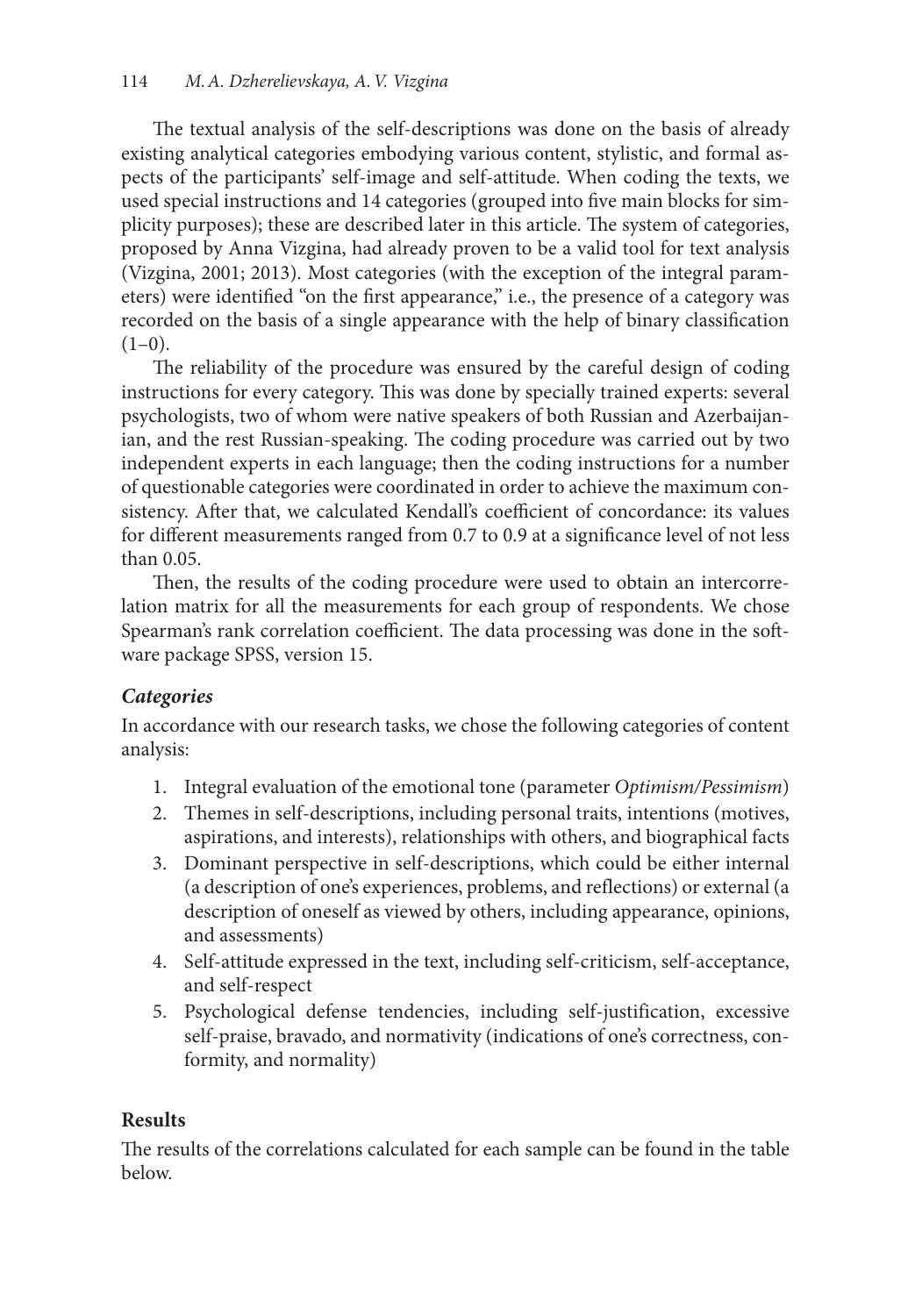The textual analysis of the self-descriptions was done on the basis of already existing analytical categories embodying various content, stylistic, and formal aspects of the participants' self-image and self-attitude. When coding the texts, we used special instructions and 14 categories (grouped into five main blocks for simplicity purposes); these are described later in this article. The system of categories, proposed by Anna Vizgina, had already proven to be a valid tool for text analysis (Vizgina, 2001; 2013). Most categories (with the exception of the integral parameters) were identified "on the first appearance," i.e., the presence of a category was recorded on the basis of a single appearance with the help of binary classification (1–0).

The reliability of the procedure was ensured by the careful design of coding instructions for every category. This was done by specially trained experts: several psychologists, two of whom were native speakers of both Russian and Azerbaijanian, and the rest Russian-speaking. The coding procedure was carried out by two independent experts in each language; then the coding instructions for a number of questionable categories were coordinated in order to achieve the maximum consistency. After that, we calculated Kendall's coefficient of concordance: its values for different measurements ranged from 0.7 to 0.9 at a significance level of not less than 0.05.

Then, the results of the coding procedure were used to obtain an intercorrelation matrix for all the measurements for each group of respondents. We chose Spearman's rank correlation coefficient. The data processing was done in the software package SPSS, version 15.

### *Categories*

In accordance with our research tasks, we chose the following categories of content analysis:

1. Integral evaluation of the emotional tone (parameter *Optimism/Pessimism*)
2. Themes in self-descriptions, including personal traits, intentions (motives, aspirations, and interests), relationships with others, and biographical facts
3. Dominant perspective in self-descriptions, which could be either internal (a description of one's experiences, problems, and reflections) or external (a description of oneself as viewed by others, including appearance, opinions, and assessments)
4. Self-attitude expressed in the text, including self-criticism, self-acceptance, and self-respect
5. Psychological defense tendencies, including self-justification, excessive self-praise, bravado, and normativity (indications of one's correctness, conformity, and normality)

## Results

The results of the correlations calculated for each sample can be found in the table below.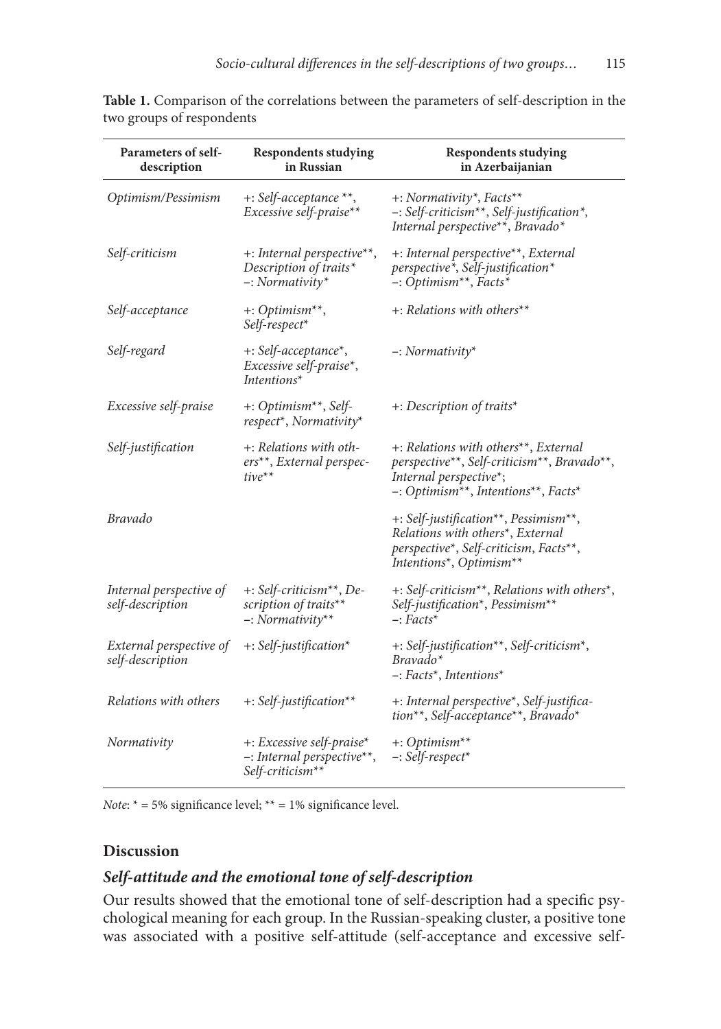**Table 1.** Comparison of the correlations between the parameters of self-description in the two groups of respondents

| Parameters of self-description | Respondents studying in Russian | Respondents studying in Azerbaijanian |
|---|---|---|
| *Optimism/Pessimism* | *+: Self-acceptance \*\*, Excessive self-praise\*\** | *+: Normativity\*, Facts\*\*<br>–: Self-criticism\*\*, Self-justification\*, Internal perspective\*\*, Bravado\** |
| *Self-criticism* | *+: Internal perspective\*\*, Description of traits\*<br>–: Normativity\** | *+: Internal perspective\*\*, External perspective\*, Self-justification\*<br>–: Optimism\*\*, Facts\** |
| *Self-acceptance* | *+: Optimism\*\*, Self-respect\** | *+: Relations with others\*\** |
| *Self-regard* | *+: Self-acceptance\*, Excessive self-praise\*, Intentions\** | *–: Normativity\** |
| *Excessive self-praise* | *+: Optimism\*\*, Self-respect\*, Normativity\** | *+: Description of traits\** |
| *Self-justification* | *+: Relations with others\*\*, External perspective\*\** | *+: Relations with others\*\*, External perspective\*\*, Self-criticism\*\*, Bravado\*\*, Internal perspective\*;<br>–: Optimism\*\*, Intentions\*\*, Facts\** |
| *Bravado* | | *+: Self-justification\*\*, Pessimism\*\*, Relations with others\*, External perspective\*, Self-criticism, Facts\*\*, Intentions\*, Optimism\*\** |
| *Internal perspective of self-description* | *+: Self-criticism\*\*, Description of traits\*\*<br>–: Normativity\*\** | *+: Self-criticism\*\*, Relations with others\*, Self-justification\*, Pessimism\*\*<br>–: Facts\** |
| *External perspective of self-description* | *+: Self-justification\** | *+: Self-justification\*\*, Self-criticism\*, Bravado\*<br>–: Facts\*, Intentions\** |
| *Relations with others* | *+: Self-justification\*\** | *+: Internal perspective\*, Self-justification\*\*, Self-acceptance\*\*, Bravado\** |
| *Normativity* | *+: Excessive self-praise\*<br>–: Internal perspective\*\*, Self-criticism\*\** | *+: Optimism\*\*<br>–: Self-respect\** |

*Note*: * = 5% significance level; ** = 1% significance level.

## Discussion

### *Self-attitude and the emotional tone of self-description*

Our results showed that the emotional tone of self-description had a specific psychological meaning for each group. In the Russian-speaking cluster, a positive tone was associated with a positive self-attitude (self-acceptance and excessive self-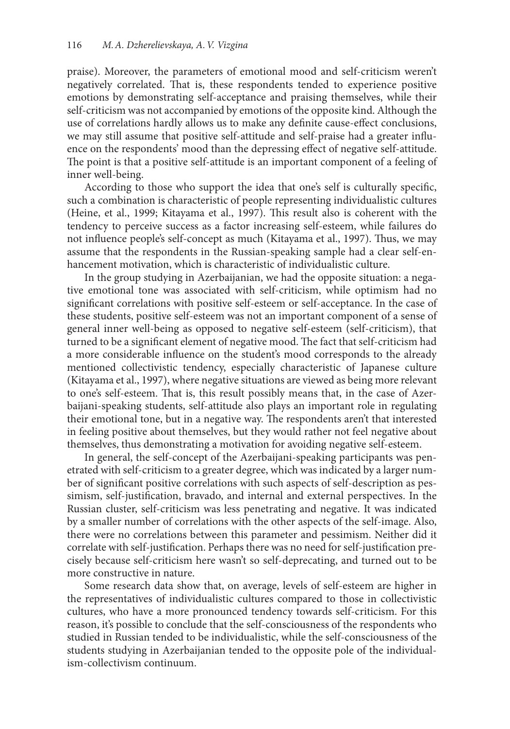praise). Moreover, the parameters of emotional mood and self-criticism weren't negatively correlated. That is, these respondents tended to experience positive emotions by demonstrating self-acceptance and praising themselves, while their self-criticism was not accompanied by emotions of the opposite kind. Although the use of correlations hardly allows us to make any definite cause-effect conclusions, we may still assume that positive self-attitude and self-praise had a greater influence on the respondents' mood than the depressing effect of negative self-attitude. The point is that a positive self-attitude is an important component of a feeling of inner well-being.

According to those who support the idea that one's self is culturally specific, such a combination is characteristic of people representing individualistic cultures (Heine, et al., 1999; Kitayama et al., 1997). This result also is coherent with the tendency to perceive success as a factor increasing self-esteem, while failures do not influence people's self-concept as much (Kitayama et al., 1997). Thus, we may assume that the respondents in the Russian-speaking sample had a clear self-enhancement motivation, which is characteristic of individualistic culture.

In the group studying in Azerbaijanian, we had the opposite situation: a negative emotional tone was associated with self-criticism, while optimism had no significant correlations with positive self-esteem or self-acceptance. In the case of these students, positive self-esteem was not an important component of a sense of general inner well-being as opposed to negative self-esteem (self-criticism), that turned to be a significant element of negative mood. The fact that self-criticism had a more considerable influence on the student's mood corresponds to the already mentioned collectivistic tendency, especially characteristic of Japanese culture (Kitayama et al., 1997), where negative situations are viewed as being more relevant to one's self-esteem. That is, this result possibly means that, in the case of Azerbaijani-speaking students, self-attitude also plays an important role in regulating their emotional tone, but in a negative way. The respondents aren't that interested in feeling positive about themselves, but they would rather not feel negative about themselves, thus demonstrating a motivation for avoiding negative self-esteem.

In general, the self-concept of the Azerbaijani-speaking participants was penetrated with self-criticism to a greater degree, which was indicated by a larger number of significant positive correlations with such aspects of self-description as pessimism, self-justification, bravado, and internal and external perspectives. In the Russian cluster, self-criticism was less penetrating and negative. It was indicated by a smaller number of correlations with the other aspects of the self-image. Also, there were no correlations between this parameter and pessimism. Neither did it correlate with self-justification. Perhaps there was no need for self-justification precisely because self-criticism here wasn't so self-deprecating, and turned out to be more constructive in nature.

Some research data show that, on average, levels of self-esteem are higher in the representatives of individualistic cultures compared to those in collectivistic cultures, who have a more pronounced tendency towards self-criticism. For this reason, it's possible to conclude that the self-consciousness of the respondents who studied in Russian tended to be individualistic, while the self-consciousness of the students studying in Azerbaijanian tended to the opposite pole of the individualism-collectivism continuum.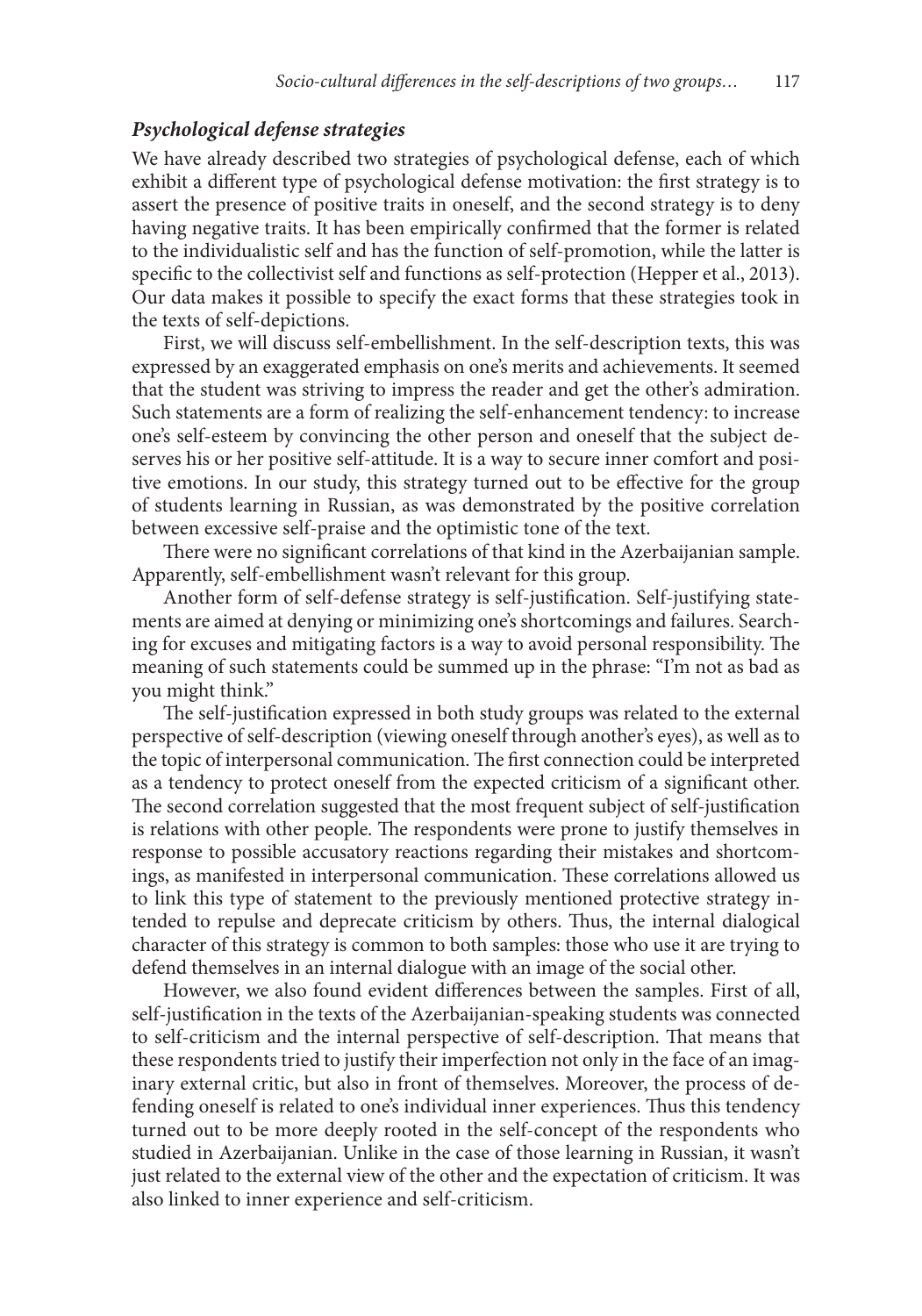### *Psychological defense strategies*

We have already described two strategies of psychological defense, each of which exhibit a different type of psychological defense motivation: the first strategy is to assert the presence of positive traits in oneself, and the second strategy is to deny having negative traits. It has been empirically confirmed that the former is related to the individualistic self and has the function of self-promotion, while the latter is specific to the collectivist self and functions as self-protection (Hepper et al., 2013). Our data makes it possible to specify the exact forms that these strategies took in the texts of self-depictions.

First, we will discuss self-embellishment. In the self-description texts, this was expressed by an exaggerated emphasis on one's merits and achievements. It seemed that the student was striving to impress the reader and get the other's admiration. Such statements are a form of realizing the self-enhancement tendency: to increase one's self-esteem by convincing the other person and oneself that the subject deserves his or her positive self-attitude. It is a way to secure inner comfort and positive emotions. In our study, this strategy turned out to be effective for the group of students learning in Russian, as was demonstrated by the positive correlation between excessive self-praise and the optimistic tone of the text.

There were no significant correlations of that kind in the Azerbaijanian sample. Apparently, self-embellishment wasn't relevant for this group.

Another form of self-defense strategy is self-justification. Self-justifying statements are aimed at denying or minimizing one's shortcomings and failures. Searching for excuses and mitigating factors is a way to avoid personal responsibility. The meaning of such statements could be summed up in the phrase: "I'm not as bad as you might think."

The self-justification expressed in both study groups was related to the external perspective of self-description (viewing oneself through another's eyes), as well as to the topic of interpersonal communication. The first connection could be interpreted as a tendency to protect oneself from the expected criticism of a significant other. The second correlation suggested that the most frequent subject of self-justification is relations with other people. The respondents were prone to justify themselves in response to possible accusatory reactions regarding their mistakes and shortcomings, as manifested in interpersonal communication. These correlations allowed us to link this type of statement to the previously mentioned protective strategy intended to repulse and deprecate criticism by others. Thus, the internal dialogical character of this strategy is common to both samples: those who use it are trying to defend themselves in an internal dialogue with an image of the social other.

However, we also found evident differences between the samples. First of all, self-justification in the texts of the Azerbaijanian-speaking students was connected to self-criticism and the internal perspective of self-description. That means that these respondents tried to justify their imperfection not only in the face of an imaginary external critic, but also in front of themselves. Moreover, the process of defending oneself is related to one's individual inner experiences. Thus this tendency turned out to be more deeply rooted in the self-concept of the respondents who studied in Azerbaijanian. Unlike in the case of those learning in Russian, it wasn't just related to the external view of the other and the expectation of criticism. It was also linked to inner experience and self-criticism.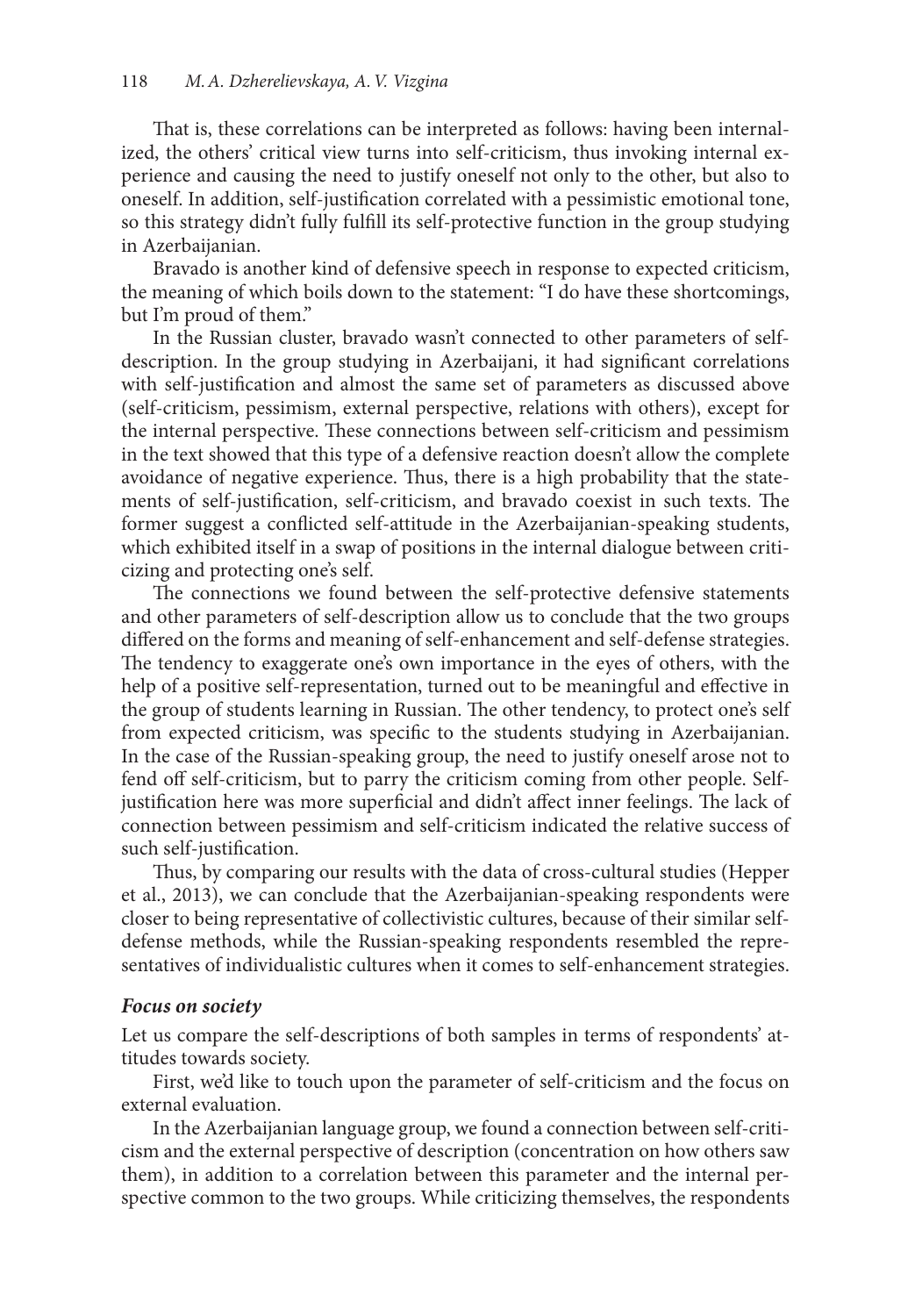That is, these correlations can be interpreted as follows: having been internalized, the others' critical view turns into self-criticism, thus invoking internal experience and causing the need to justify oneself not only to the other, but also to oneself. In addition, self-justification correlated with a pessimistic emotional tone, so this strategy didn't fully fulfill its self-protective function in the group studying in Azerbaijanian.

Bravado is another kind of defensive speech in response to expected criticism, the meaning of which boils down to the statement: "I do have these shortcomings, but I'm proud of them."

In the Russian cluster, bravado wasn't connected to other parameters of self-description. In the group studying in Azerbaijani, it had significant correlations with self-justification and almost the same set of parameters as discussed above (self-criticism, pessimism, external perspective, relations with others), except for the internal perspective. These connections between self-criticism and pessimism in the text showed that this type of a defensive reaction doesn't allow the complete avoidance of negative experience. Thus, there is a high probability that the statements of self-justification, self-criticism, and bravado coexist in such texts. The former suggest a conflicted self-attitude in the Azerbaijanian-speaking students, which exhibited itself in a swap of positions in the internal dialogue between criticizing and protecting one's self.

The connections we found between the self-protective defensive statements and other parameters of self-description allow us to conclude that the two groups differed on the forms and meaning of self-enhancement and self-defense strategies. The tendency to exaggerate one's own importance in the eyes of others, with the help of a positive self-representation, turned out to be meaningful and effective in the group of students learning in Russian. The other tendency, to protect one's self from expected criticism, was specific to the students studying in Azerbaijanian. In the case of the Russian-speaking group, the need to justify oneself arose not to fend off self-criticism, but to parry the criticism coming from other people. Self-justification here was more superficial and didn't affect inner feelings. The lack of connection between pessimism and self-criticism indicated the relative success of such self-justification.

Thus, by comparing our results with the data of cross-cultural studies (Hepper et al., 2013), we can conclude that the Azerbaijanian-speaking respondents were closer to being representative of collectivistic cultures, because of their similar self-defense methods, while the Russian-speaking respondents resembled the representatives of individualistic cultures when it comes to self-enhancement strategies.

### *Focus on society*

Let us compare the self-descriptions of both samples in terms of respondents' attitudes towards society.

First, we'd like to touch upon the parameter of self-criticism and the focus on external evaluation.

In the Azerbaijanian language group, we found a connection between self-criticism and the external perspective of description (concentration on how others saw them), in addition to a correlation between this parameter and the internal perspective common to the two groups. While criticizing themselves, the respondents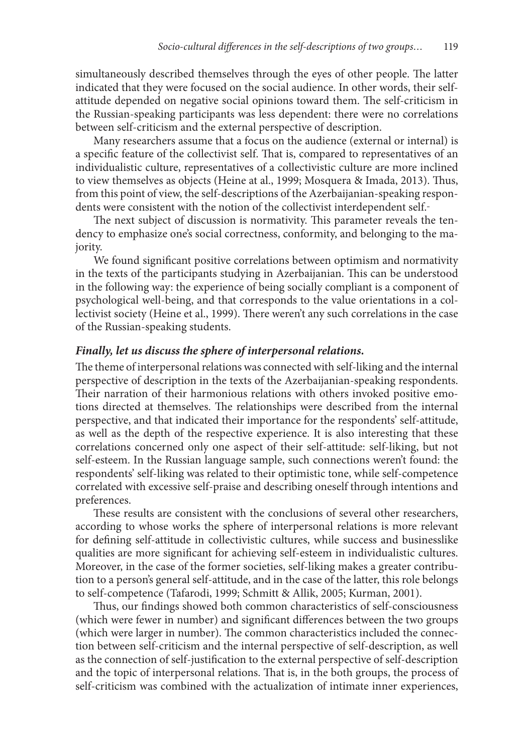simultaneously described themselves through the eyes of other people. The latter indicated that they were focused on the social audience. In other words, their self-attitude depended on negative social opinions toward them. The self-criticism in the Russian-speaking participants was less dependent: there were no correlations between self-criticism and the external perspective of description.

Many researchers assume that a focus on the audience (external or internal) is a specific feature of the collectivist self. That is, compared to representatives of an individualistic culture, representatives of a collectivistic culture are more inclined to view themselves as objects (Heine at al., 1999; Mosquera & Imada, 2013). Thus, from this point of view, the self-descriptions of the Azerbaijanian-speaking respondents were consistent with the notion of the collectivist interdependent self.

The next subject of discussion is normativity. This parameter reveals the tendency to emphasize one's social correctness, conformity, and belonging to the majority.

We found significant positive correlations between optimism and normativity in the texts of the participants studying in Azerbaijanian. This can be understood in the following way: the experience of being socially compliant is a component of psychological well-being, and that corresponds to the value orientations in a collectivist society (Heine et al., 1999). There weren't any such correlations in the case of the Russian-speaking students.

### *Finally, let us discuss the sphere of interpersonal relations.*

The theme of interpersonal relations was connected with self-liking and the internal perspective of description in the texts of the Azerbaijanian-speaking respondents. Their narration of their harmonious relations with others invoked positive emotions directed at themselves. The relationships were described from the internal perspective, and that indicated their importance for the respondents' self-attitude, as well as the depth of the respective experience. It is also interesting that these correlations concerned only one aspect of their self-attitude: self-liking, but not self-esteem. In the Russian language sample, such connections weren't found: the respondents' self-liking was related to their optimistic tone, while self-competence correlated with excessive self-praise and describing oneself through intentions and preferences.

These results are consistent with the conclusions of several other researchers, according to whose works the sphere of interpersonal relations is more relevant for defining self-attitude in collectivistic cultures, while success and businesslike qualities are more significant for achieving self-esteem in individualistic cultures. Moreover, in the case of the former societies, self-liking makes a greater contribution to a person's general self-attitude, and in the case of the latter, this role belongs to self-competence (Tafarodi, 1999; Schmitt & Allik, 2005; Kurman, 2001).

Thus, our findings showed both common characteristics of self-consciousness (which were fewer in number) and significant differences between the two groups (which were larger in number). The common characteristics included the connection between self-criticism and the internal perspective of self-description, as well as the connection of self-justification to the external perspective of self-description and the topic of interpersonal relations. That is, in the both groups, the process of self-criticism was combined with the actualization of intimate inner experiences,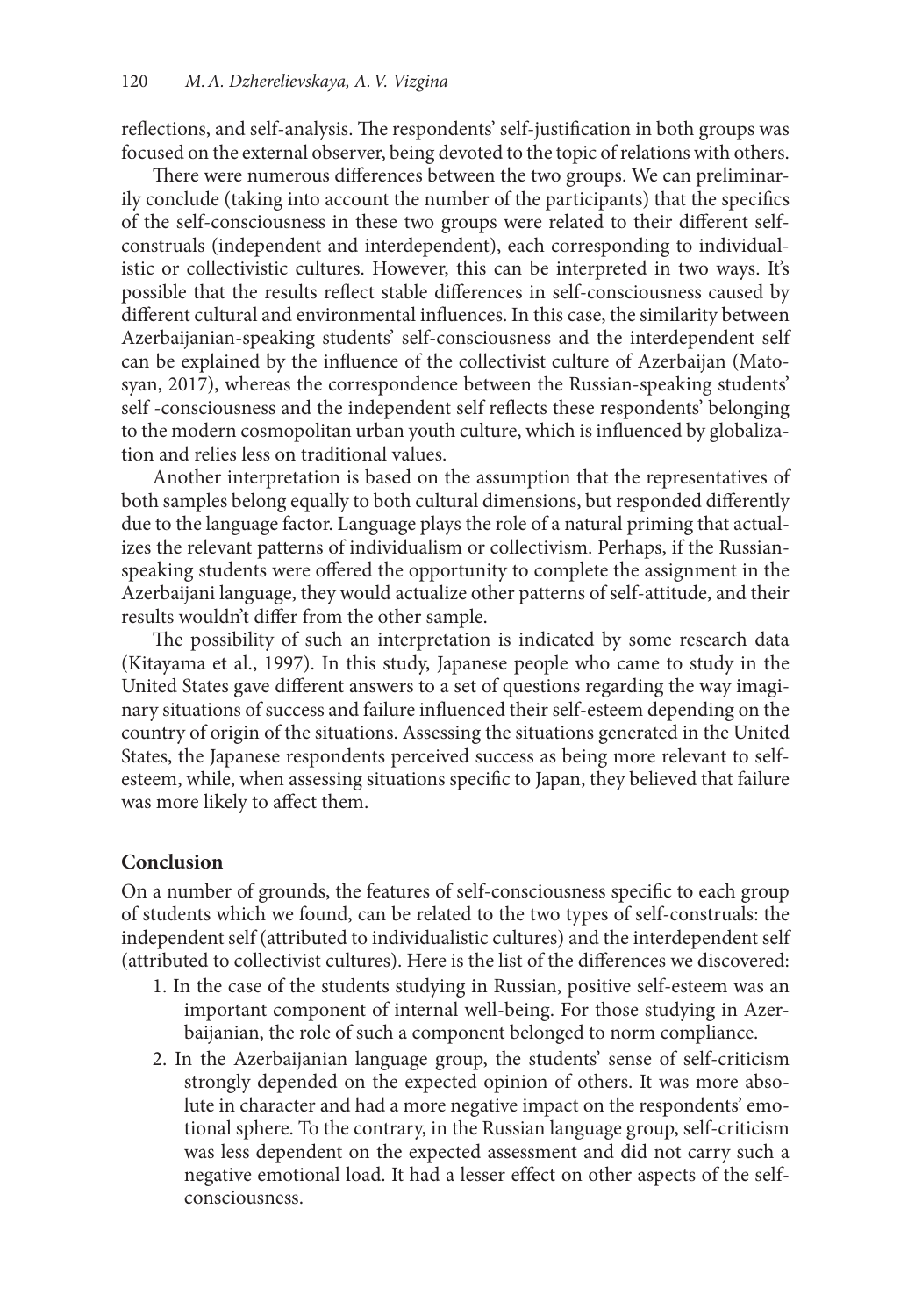reflections, and self-analysis. The respondents' self-justification in both groups was focused on the external observer, being devoted to the topic of relations with others.

There were numerous differences between the two groups. We can preliminarily conclude (taking into account the number of the participants) that the specifics of the self-consciousness in these two groups were related to their different self-construals (independent and interdependent), each corresponding to individualistic or collectivistic cultures. However, this can be interpreted in two ways. It's possible that the results reflect stable differences in self-consciousness caused by different cultural and environmental influences. In this case, the similarity between Azerbaijanian-speaking students' self-consciousness and the interdependent self can be explained by the influence of the collectivist culture of Azerbaijan (Matosyan, 2017), whereas the correspondence between the Russian-speaking students' self -consciousness and the independent self reflects these respondents' belonging to the modern cosmopolitan urban youth culture, which is influenced by globalization and relies less on traditional values.

Another interpretation is based on the assumption that the representatives of both samples belong equally to both cultural dimensions, but responded differently due to the language factor. Language plays the role of a natural priming that actualizes the relevant patterns of individualism or collectivism. Perhaps, if the Russian-speaking students were offered the opportunity to complete the assignment in the Azerbaijani language, they would actualize other patterns of self-attitude, and their results wouldn't differ from the other sample.

The possibility of such an interpretation is indicated by some research data (Kitayama et al., 1997). In this study, Japanese people who came to study in the United States gave different answers to a set of questions regarding the way imaginary situations of success and failure influenced their self-esteem depending on the country of origin of the situations. Assessing the situations generated in the United States, the Japanese respondents perceived success as being more relevant to self-esteem, while, when assessing situations specific to Japan, they believed that failure was more likely to affect them.

## Conclusion

On a number of grounds, the features of self-consciousness specific to each group of students which we found, can be related to the two types of self-construals: the independent self (attributed to individualistic cultures) and the interdependent self (attributed to collectivist cultures). Here is the list of the differences we discovered:

1. In the case of the students studying in Russian, positive self-esteem was an important component of internal well-being. For those studying in Azerbaijanian, the role of such a component belonged to norm compliance.
2. In the Azerbaijanian language group, the students' sense of self-criticism strongly depended on the expected opinion of others. It was more absolute in character and had a more negative impact on the respondents' emotional sphere. To the contrary, in the Russian language group, self-criticism was less dependent on the expected assessment and did not carry such a negative emotional load. It had a lesser effect on other aspects of the self-consciousness.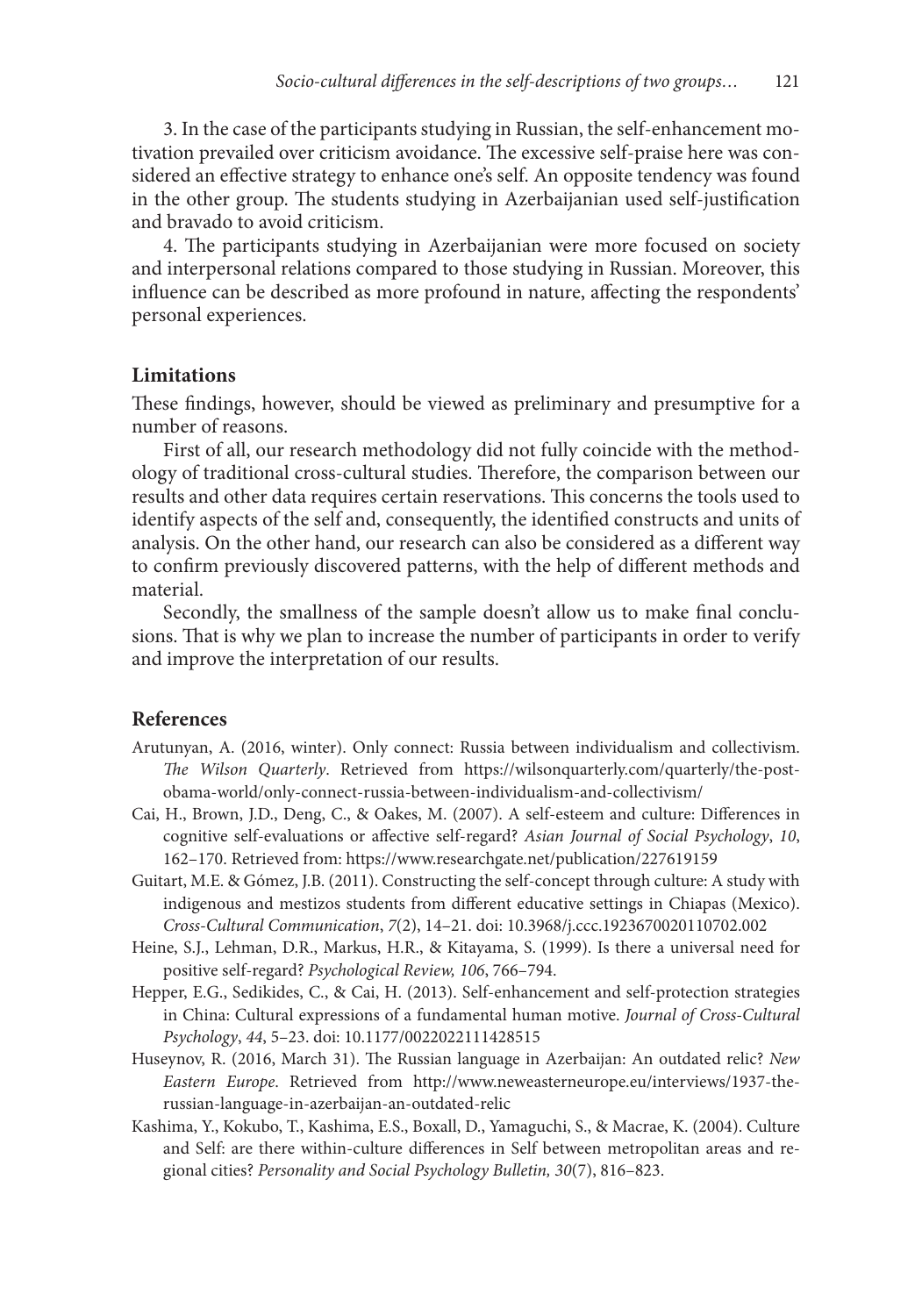3. In the case of the participants studying in Russian, the self-enhancement motivation prevailed over criticism avoidance. The excessive self-praise here was considered an effective strategy to enhance one's self. An opposite tendency was found in the other group. The students studying in Azerbaijanian used self-justification and bravado to avoid criticism.

4. The participants studying in Azerbaijanian were more focused on society and interpersonal relations compared to those studying in Russian. Moreover, this influence can be described as more profound in nature, affecting the respondents' personal experiences.

## Limitations

These findings, however, should be viewed as preliminary and presumptive for a number of reasons.

First of all, our research methodology did not fully coincide with the methodology of traditional cross-cultural studies. Therefore, the comparison between our results and other data requires certain reservations. This concerns the tools used to identify aspects of the self and, consequently, the identified constructs and units of analysis. On the other hand, our research can also be considered as a different way to confirm previously discovered patterns, with the help of different methods and material.

Secondly, the smallness of the sample doesn't allow us to make final conclusions. That is why we plan to increase the number of participants in order to verify and improve the interpretation of our results.

## References

Arutunyan, A. (2016, winter). Only connect: Russia between individualism and collectivism. *The Wilson Quarterly*. Retrieved from https://wilsonquarterly.com/quarterly/the-post-obama-world/only-connect-russia-between-individualism-and-collectivism/

Cai, H., Brown, J.D., Deng, C., & Oakes, M. (2007). A self-esteem and culture: Differences in cognitive self-evaluations or affective self-regard? *Asian Journal of Social Psychology*, *10*, 162–170. Retrieved from: https://www.researchgate.net/publication/227619159

Guitart, M.E. & Gómez, J.B. (2011). Constructing the self-concept through culture: A study with indigenous and mestizos students from different educative settings in Chiapas (Mexico). *Cross-Cultural Communication*, *7*(2), 14–21. doi: 10.3968/j.ccc.1923670020110702.002

Heine, S.J., Lehman, D.R., Markus, H.R., & Kitayama, S. (1999). Is there a universal need for positive self-regard? *Psychological Review, 106*, 766–794.

Hepper, E.G., Sedikides, C., & Cai, H. (2013). Self-enhancement and self-protection strategies in China: Cultural expressions of a fundamental human motive. *Journal of Cross-Cultural Psychology*, *44*, 5–23. doi: 10.1177/0022022111428515

Huseynov, R. (2016, March 31). The Russian language in Azerbaijan: An outdated relic? *New Eastern Europe*. Retrieved from http://www.neweasterneurope.eu/interviews/1937-the-russian-language-in-azerbaijan-an-outdated-relic

Kashima, Y., Kokubo, T., Kashima, E.S., Boxall, D., Yamaguchi, S., & Macrae, K. (2004). Culture and Self: are there within-culture differences in Self between metropolitan areas and regional cities? *Personality and Social Psychology Bulletin, 30*(7), 816–823.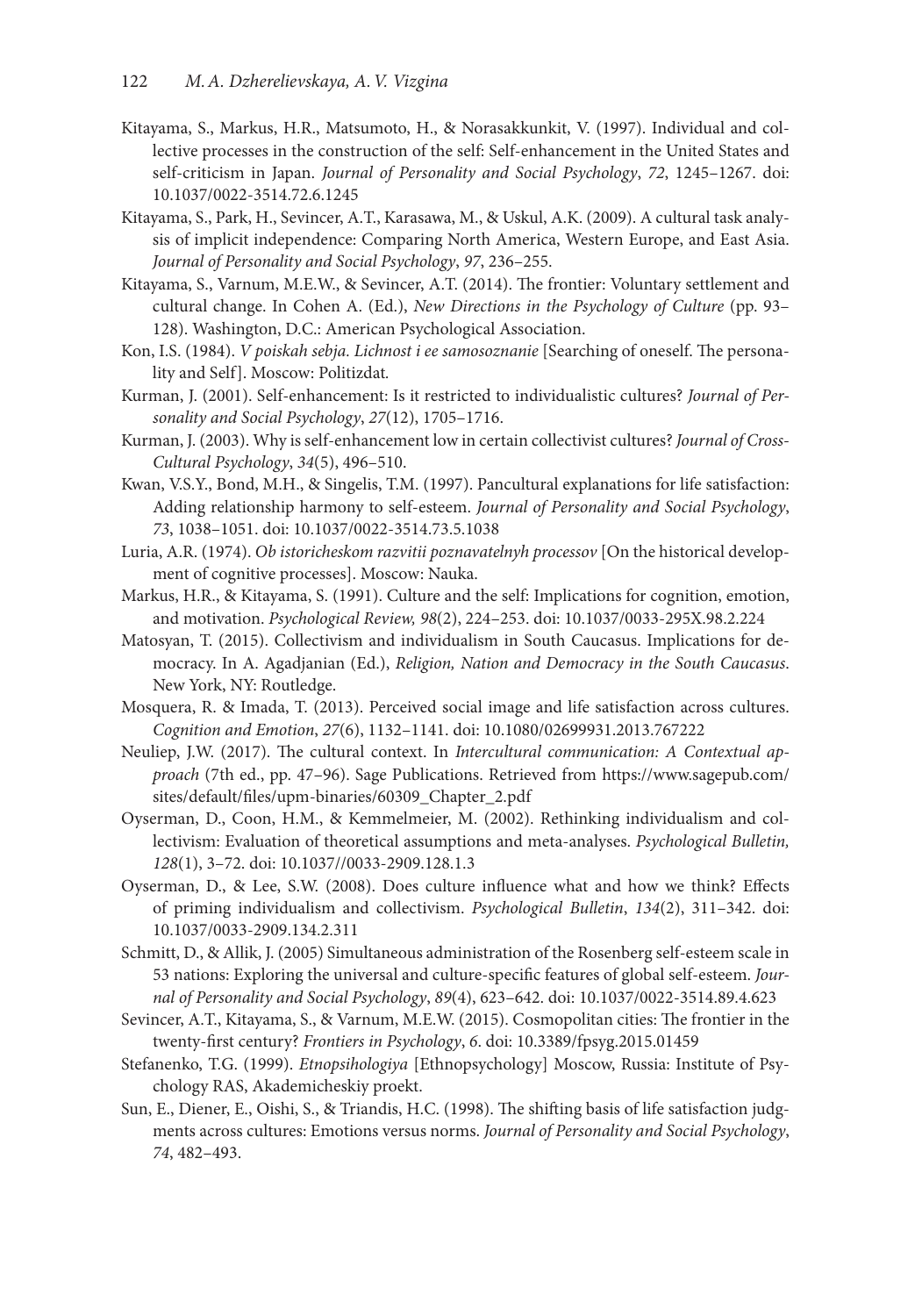Kitayama, S., Markus, H.R., Matsumoto, H., & Norasakkunkit, V. (1997). Individual and collective processes in the construction of the self: Self-enhancement in the United States and self-criticism in Japan. *Journal of Personality and Social Psychology*, *72*, 1245–1267. doi: 10.1037/0022-3514.72.6.1245

Kitayama, S., Park, H., Sevincer, A.T., Karasawa, M., & Uskul, A.K. (2009). A cultural task analysis of implicit independence: Comparing North America, Western Europe, and East Asia. *Journal of Personality and Social Psychology*, *97*, 236–255.

Kitayama, S., Varnum, M.E.W., & Sevincer, A.T. (2014). The frontier: Voluntary settlement and cultural change. In Cohen A. (Ed.), *New Directions in the Psychology of Culture* (pp. 93–128). Washington, D.C.: American Psychological Association.

Kon, I.S. (1984). *V poiskah sebja. Lichnost i ee samosoznanie* [Searching of oneself. The personality and Self]. Moscow: Politizdat.

Kurman, J. (2001). Self-enhancement: Is it restricted to individualistic cultures? *Journal of Personality and Social Psychology*, *27*(12), 1705–1716.

Kurman, J. (2003). Why is self-enhancement low in certain collectivist cultures? *Journal of Cross-Cultural Psychology*, *34*(5), 496–510.

Kwan, V.S.Y., Bond, M.H., & Singelis, T.M. (1997). Pancultural explanations for life satisfaction: Adding relationship harmony to self-esteem. *Journal of Personality and Social Psychology*, *73*, 1038–1051. doi: 10.1037/0022-3514.73.5.1038

Luria, A.R. (1974). *Ob istoricheskom razvitii poznavatelnyh processov* [On the historical development of cognitive processes]. Moscow: Nauka.

Markus, H.R., & Kitayama, S. (1991). Culture and the self: Implications for cognition, emotion, and motivation. *Psychological Review, 98*(2), 224–253. doi: 10.1037/0033-295X.98.2.224

Matosyan, T. (2015). Collectivism and individualism in South Caucasus. Implications for democracy. In A. Agadjanian (Ed.), *Religion, Nation and Democracy in the South Caucasus*. New York, NY: Routledge.

Mosquera, R. & Imada, T. (2013). Perceived social image and life satisfaction across cultures. *Cognition and Emotion*, *27*(6), 1132–1141. doi: 10.1080/02699931.2013.767222

Neuliep, J.W. (2017). The cultural context. In *Intercultural communication: A Contextual approach* (7th ed., pp. 47–96). Sage Publications. Retrieved from https://www.sagepub.com/sites/default/files/upm-binaries/60309_Chapter_2.pdf

Oyserman, D., Coon, H.M., & Kemmelmeier, M. (2002). Rethinking individualism and collectivism: Evaluation of theoretical assumptions and meta-analyses. *Psychological Bulletin, 128*(1), 3–72. doi: 10.1037//0033-2909.128.1.3

Oyserman, D., & Lee, S.W. (2008). Does culture influence what and how we think? Effects of priming individualism and collectivism. *Psychological Bulletin*, *134*(2), 311–342. doi: 10.1037/0033-2909.134.2.311

Schmitt, D., & Allik, J. (2005) Simultaneous administration of the Rosenberg self-esteem scale in 53 nations: Exploring the universal and culture-specific features of global self-esteem. *Journal of Personality and Social Psychology*, *89*(4), 623–642. doi: 10.1037/0022-3514.89.4.623

Sevincer, A.T., Kitayama, S., & Varnum, M.E.W. (2015). Cosmopolitan cities: The frontier in the twenty-first century? *Frontiers in Psychology*, *6*. doi: 10.3389/fpsyg.2015.01459

Stefanenko, T.G. (1999). *Etnopsihologiya* [Ethnopsychology] Moscow, Russia: Institute of Psychology RAS, Akademicheskiy proekt.

Sun, E., Diener, E., Oishi, S., & Triandis, H.C. (1998). The shifting basis of life satisfaction judgments across cultures: Emotions versus norms. *Journal of Personality and Social Psychology*, *74*, 482–493.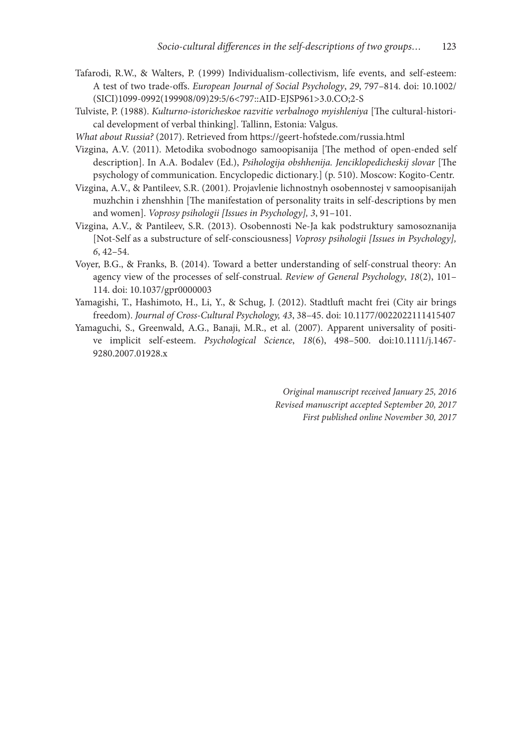Tafarodi, R.W., & Walters, P. (1999) Individualism-collectivism, life events, and self-esteem: A test of two trade-offs. *European Journal of Social Psychology*, *29*, 797–814. doi: 10.1002/(SICI)1099-0992(199908/09)29:5/6<797::AID-EJSP961>3.0.CO;2-S

Tulviste, P. (1988). *Kulturno-istoricheskoe razvitie verbalnogo myishleniya* [The cultural-historical development of verbal thinking]. Tallinn, Estonia: Valgus.

*What about Russia?* (2017). Retrieved from https://geert-hofstede.com/russia.html

Vizgina, A.V. (2011). Metodika svobodnogo samoopisanija [The method of open-ended self description]. In A.A. Bodalev (Ed.), *Psihologija obshhenija. Jenciklopedicheskij slovar* [The psychology of communication. Encyclopedic dictionary.] (p. 510). Moscow: Kogito-Centr.

Vizgina, A.V., & Pantileev, S.R. (2001). Projavlenie lichnostnyh osobennostej v samoopisanijah muzhchin i zhenshhin [The manifestation of personality traits in self-descriptions by men and women]. *Voprosy psihologii [Issues in Psychology]*, *3*, 91–101.

Vizgina, A.V., & Pantileev, S.R. (2013). Osobennosti Ne-Ja kak podstruktury samosoznanija [Not-Self as a substructure of self-consciousness] *Voprosy psihologii [Issues in Psychology]*, *6*, 42–54.

Voyer, B.G., & Franks, B. (2014). Toward a better understanding of self-construal theory: An agency view of the processes of self-construal. *Review of General Psychology*, *18*(2), 101–114. doi: 10.1037/gpr0000003

Yamagishi, T., Hashimoto, H., Li, Y., & Schug, J. (2012). Stadtluft macht frei (City air brings freedom). *Journal of Cross-Cultural Psychology, 43*, 38–45. doi: 10.1177/0022022111415407

Yamaguchi, S., Greenwald, A.G., Banaji, M.R., et al. (2007). Apparent universality of positive implicit self-esteem. *Psychological Science*, *18*(6), 498–500. doi:10.1111/j.1467-9280.2007.01928.x

*Original manuscript received January 25, 2016*
*Revised manuscript accepted September 20, 2017*
*First published online November 30, 2017*